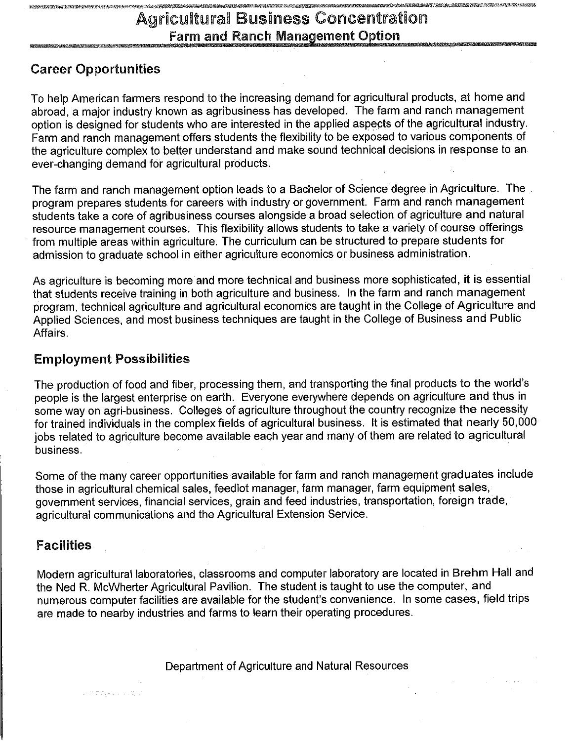# Agricultural Business Concentration

## Farm and Ranch Management Option

## Career Opportunities

To help American farmers respond to the increasing demand for agricultural products, at home and abroad, a major industry known as agribusiness has developed. The farm and ranch management option is designed for students who are interested in the applied aspects of the agricultural industry. Farm and ranch management offers students the flexibility to be exposed to various components of the agriculture complex to better understand and make sound technical decisions in response to an ever-changing demand for agricultural products.

The farm and ranch management option leads to a Bachelor of Science degree in Agriculture. The program prepares students for careers with industry or government. Farm and ranch management students take a core of agribusiness courses alongside a broad selection of agriculture and natural resource management courses. This flexibility allows students to take a variety of course offerings from multiple areas within agriculture. The curriculum can be structured to prepare students for admission to graduate school in either agriculture economics or business administration.

As agriculture is becoming more and more technical and business more sophisticated, it is essential that students receive training in both agriculture and business. In the farm and ranch management program, technical agriculture and agricultural economics are taught in the College of Agriculture and Applied Sciences, and most business techniques are taught in the College of Business and Public Affairs.

## Employment Possibilities

The production of food and fiber, processing them, and transporting the final products to the world's people is the largest enterprise on earth. Everyone everywhere depends on agriculture and thus in some way on agri-business. Colleges of agriculture throughout the country recognize the necessity for trained individuals in the complex fields of agricultural business. It is estimated that nearly 50,000 jobs related to agriculture become available each year and many of them are related to agricultural business.

Some of the many career opportunities available for farm and ranch management graduates include those in agricultural chemical sales, feedlot manager, farm manager, farm equipment sales, government services, financial services, grain and feed industries, transportation, foreign trade, agricultural communications and the Agricultural Extension Service.

## Facilities

Modern agricultural laboratories, classrooms and computer laboratory are located in Brehm Hall and the Ned R. McWherter Agricultural Pavilion. The student is taught to use the computer, and numerous computer facilities are available for the student's convenience. In some cases, field trips are made to nearby industries and farms to learn their operating procedures.

Department of Agriculture and Natural Resources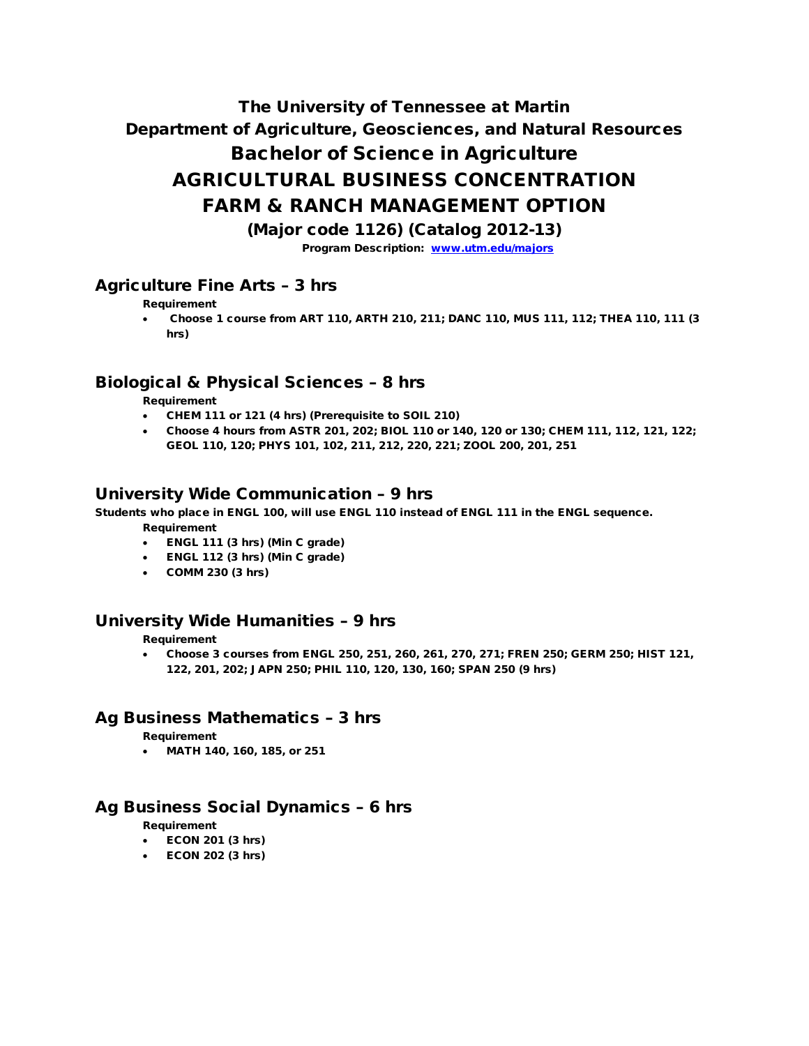# The University of Tennessee at Martin

## Department of Agriculture, Geosciences, and Natural Resources

# Bachelor of Science in Agriculture

# AGRICULTURAL BUSINESS CONCENTRATION

# FARM & RANCH MANAGEMENT OPTION

### (Major code 1126) (Catalog 2012-13)

**Program Description: [www.utm.edu/majors](http://www.utm.edu/majors)**

## Agriculture Fine Arts – 3 hrs

**Requirement**

- **Choose 1 course from ART 110, ARTH 210, 211; DANC 110, MUS 111, 112; THEA 110, 111 (3 hrs)**

## Biological & Physical Sciences – 8 hrs

**Requirement**

- **CHEM 111 or 121 (4 hrs) (Prerequisite to SOIL 210)**
- **Choose 4 hours from ASTR 201, 202; BIOL 110 or 140, 120 or 130; CHEM 111, 112, 121, 122; GEOL 110, 120; PHYS 101, 102, 211, 212, 220, 221; ZOOL 200, 201, 251**

## University Wide Communication – 9 hrs

**Students who place in ENGL 100, will use ENGL 110 instead of ENGL 111 in the ENGL sequence.**

**Requirement**

- **ENGL 111 (3 hrs) (Min C grade)**
- **ENGL 112 (3 hrs) (Min C grade)**
- **COMM 230 (3 hrs)**

## University Wide Humanities – 9 hrs

**Requirement**

- **Choose 3 courses from ENGL 250, 251, 260, 261, 270, 271; FREN 250; GERM 250; HIST 121, 122, 201, 202; JAPN 250; PHIL 110, 120, 130, 160; SPAN 250 (9 hrs)**

## Ag Business Mathematics – 3 hrs

**Requirement**

- **MATH 140, 160, 185, or 251**

## Ag Business Social Dynamics – 6 hrs

**Requirement**

- **ECON 201 (3 hrs)**
- **ECON 202 (3 hrs)**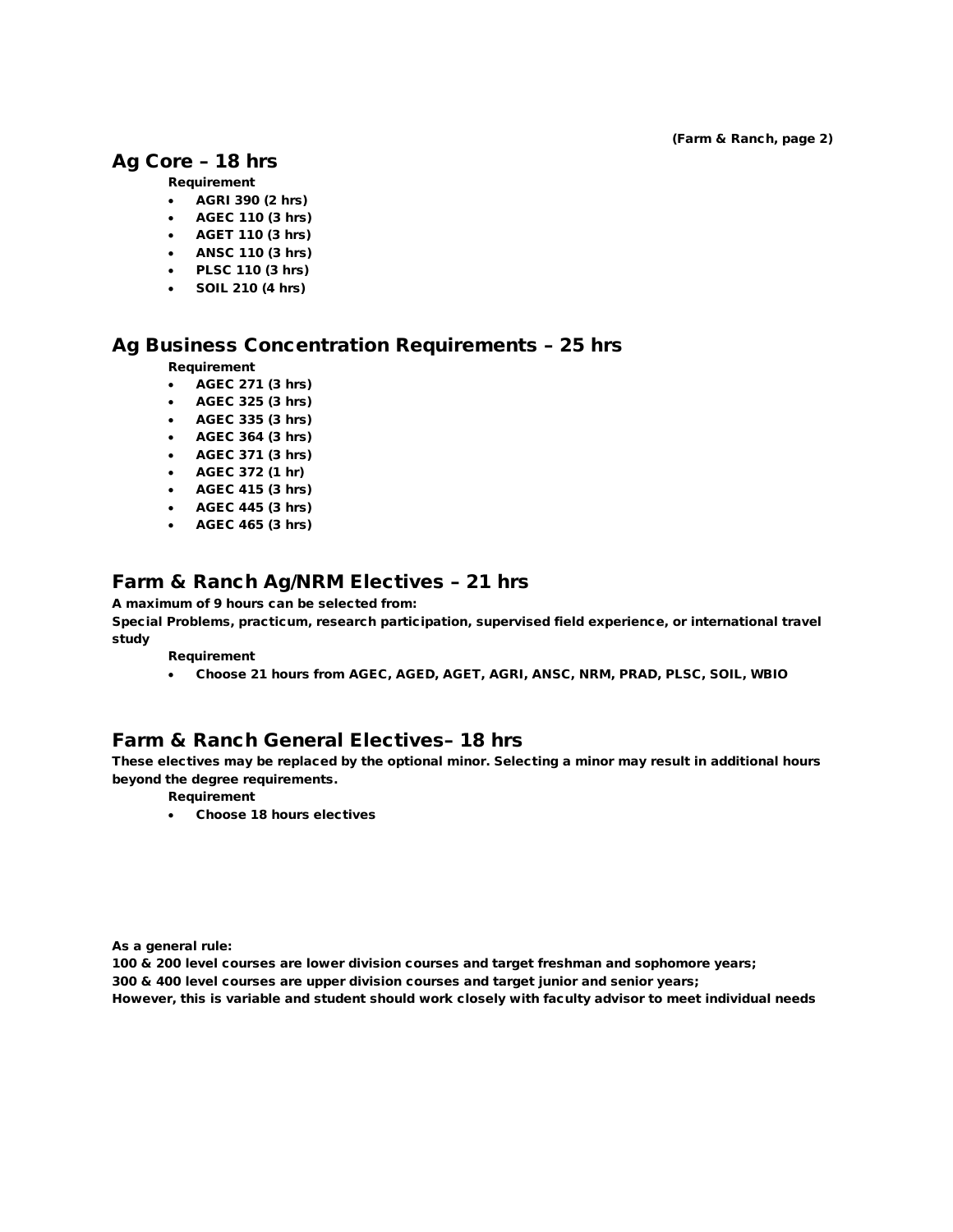## Ag Core – 18 hrs

**Requirement**

- **AGRI 390 (2 hrs)**
- **AGEC 110 (3 hrs)**
- **AGET 110 (3 hrs)**
- **ANSC 110 (3 hrs)**
- **PLSC 110 (3 hrs)**
- **SOIL 210 (4 hrs)**

## Ag Business Concentration Requirements – 25 hrs

**Requirement**

- **AGEC 271 (3 hrs)**
- **AGEC 325 (3 hrs)**
- **AGEC 335 (3 hrs)**
- **AGEC 364 (3 hrs)**
- **AGEC 371 (3 hrs)**
- **AGEC 372 (1 hr)**
- **AGEC 415 (3 hrs)**
- **AGEC 445 (3 hrs)**
- **AGEC 465 (3 hrs)**

## Farm & Ranch Ag/NRM Electives – 21 hrs

**A maximum of 9 hours can be selected from:**
**Special Problems, practicum, research participation, supervised field experience, or international travel study**

**Requirement**

- **Choose 21 hours from AGEC, AGED, AGET, AGRI, ANSC, NRM, PRAD, PLSC, SOIL, WBIO**

## Farm & Ranch General Electives– 18 hrs

**These electives may be replaced by the optional minor. Selecting a minor may result in additional hours beyond the degree requirements.**

**Requirement**

- **Choose 18 hours electives**

**As a general rule:**
**100 & 200 level courses are lower division courses and target freshman and sophomore years;**
**300 & 400 level courses are upper division courses and target junior and senior years;**
**However, this is variable and student should work closely with faculty advisor to meet individual needs**